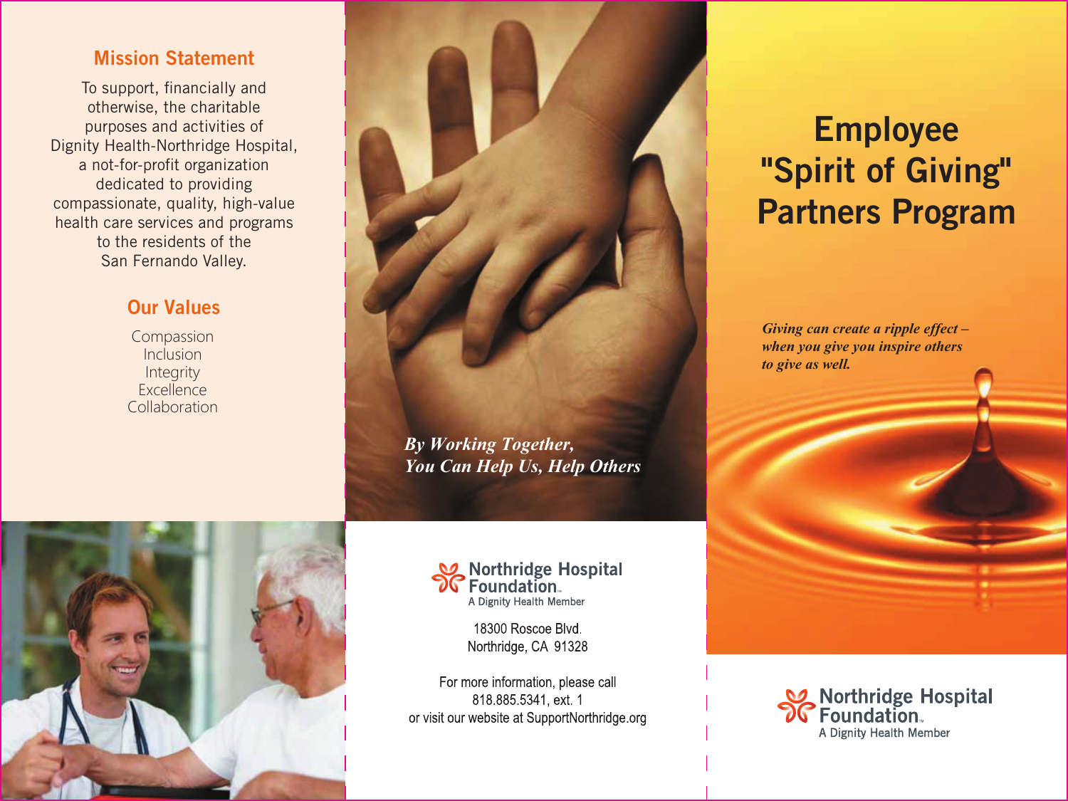## Mission Statement

To support, financially and otherwise, the charitable purposes and activities of Dignity Health-Northridge Hospital, a not-for-profit organization dedicated to providing compassionate, quality, high-value health care services and programs to the residents of the San Fernando Valley.

## Our Values

Compassion
Inclusion
Integrity
Excellence
Collaboration

***By Working Together, You Can Help Us, Help Others***

Northridge Hospital Foundation™
A Dignity Health Member

18300 Roscoe Blvd.
Northridge, CA 91328

For more information, please call
818.885.5341, ext. 1
or visit our website at SupportNorthridge.org

# Employee "Spirit of Giving" Partners Program

***Giving can create a ripple effect – when you give you inspire others to give as well.***

Northridge Hospital Foundation™
A Dignity Health Member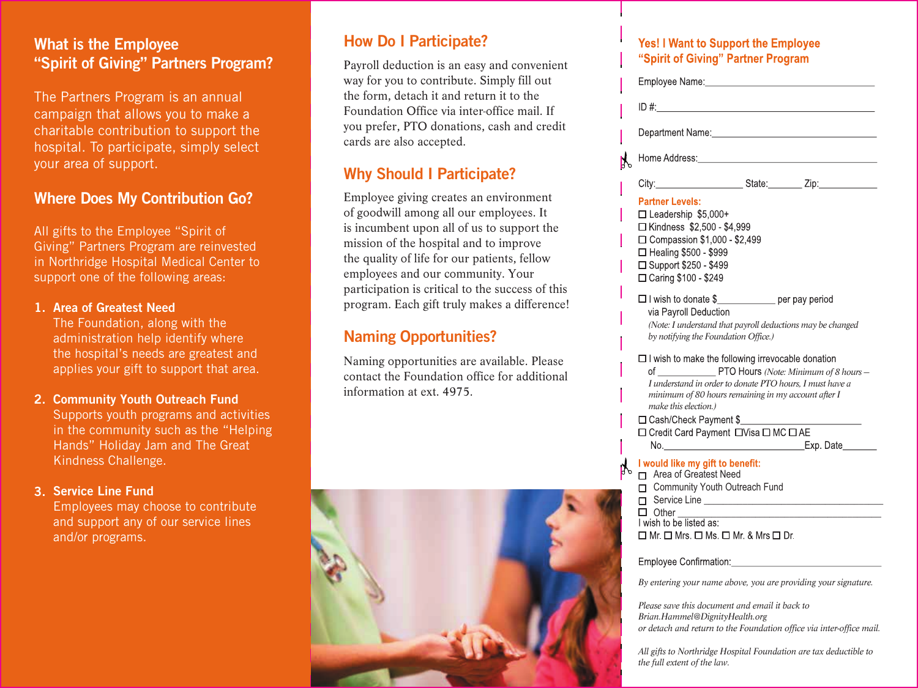## What is the Employee "Spirit of Giving" Partners Program?

The Partners Program is an annual campaign that allows you to make a charitable contribution to support the hospital. To participate, simply select your area of support.

## Where Does My Contribution Go?

All gifts to the Employee "Spirit of Giving" Partners Program are reinvested in Northridge Hospital Medical Center to support one of the following areas:

1. **Area of Greatest Need**
   The Foundation, along with the administration help identify where the hospital's needs are greatest and applies your gift to support that area.

2. **Community Youth Outreach Fund**
   Supports youth programs and activities in the community such as the "Helping Hands" Holiday Jam and The Great Kindness Challenge.

3. **Service Line Fund**
   Employees may choose to contribute and support any of our service lines and/or programs.

## How Do I Participate?

Payroll deduction is an easy and convenient way for you to contribute. Simply fill out the form, detach it and return it to the Foundation Office via inter-office mail. If you prefer, PTO donations, cash and credit cards are also accepted.

## Why Should I Participate?

Employee giving creates an environment of goodwill among all our employees. It is incumbent upon all of us to support the mission of the hospital and to improve the quality of life for our patients, fellow employees and our community. Your participation is critical to the success of this program. Each gift truly makes a difference!

## Naming Opportunities?

Naming opportunities are available. Please contact the Foundation office for additional information at ext. 4975.

## Yes! I Want to Support the Employee "Spirit of Giving" Partner Program

Employee Name:________________________________

ID #:________________________________

Department Name:________________________________

Home Address:________________________________

City:________________ State:______ Zip:___________

**Partner Levels:**

- ☐ Leadership $5,000+
- ☐ Kindness $2,500 - $4,999
- ☐ Compassion $1,000 - $2,499
- ☐ Healing $500 - $999
- ☐ Support $250 - $499
- ☐ Caring $100 - $249

☐ I wish to donate $___________ per pay period via Payroll Deduction
*(Note: I understand that payroll deductions may be changed by notifying the Foundation Office.)*

☐ I wish to make the following irrevocable donation of ___________ PTO Hours *(Note: Minimum of 8 hours – I understand in order to donate PTO hours, I must have a minimum of 80 hours remaining in my account after I make this election.)*

☐ Cash/Check Payment $______________________

☐ Credit Card Payment ☐Visa ☐ MC ☐ AE
No.________________________Exp. Date_______

**I would like my gift to benefit:**

- ☐ Area of Greatest Need
- ☐ Community Youth Outreach Fund
- ☐ Service Line ________________________________
- ☐ Other ________________________________

I wish to be listed as:
☐ Mr. ☐ Mrs. ☐ Ms. ☐ Mr. & Mrs ☐ Dr.

Employee Confirmation:____________________________

*By entering your name above, you are providing your signature.*

*Please save this document and email it back to Brian.Hammel@DignityHealth.org or detach and return to the Foundation office via inter-office mail.*

*All gifts to Northridge Hospital Foundation are tax deductible to the full extent of the law.*